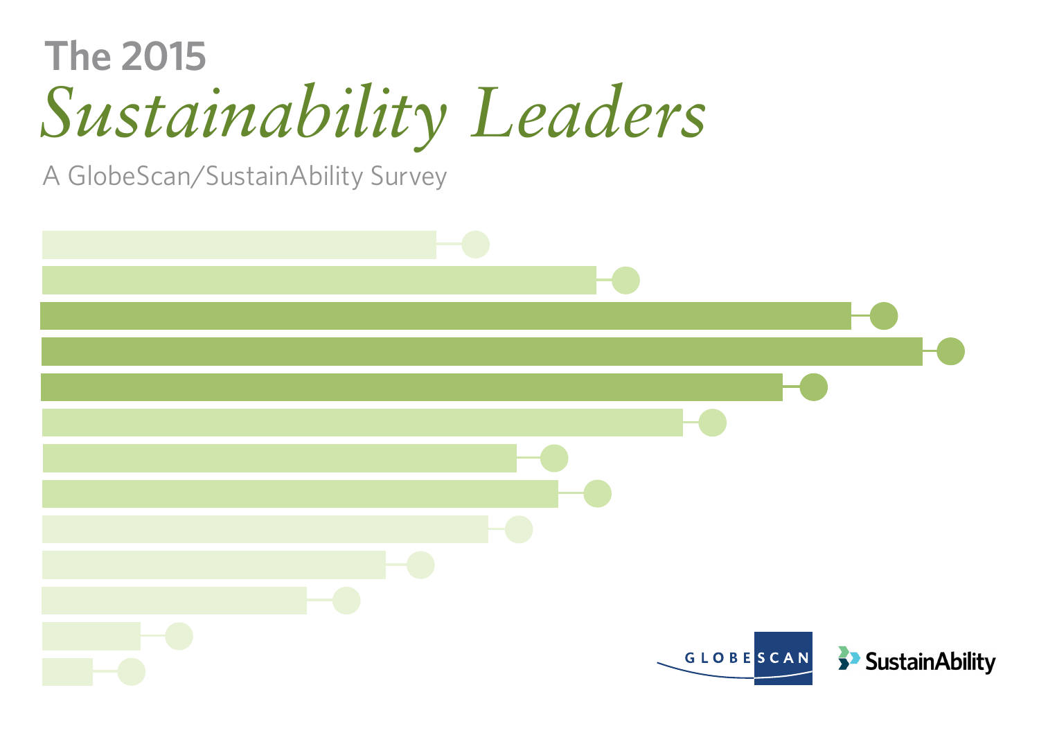# The 2015 *Sustainability Leaders*

A GlobeScan/SustainAbility Survey

GLOBESCAN

SustainAbility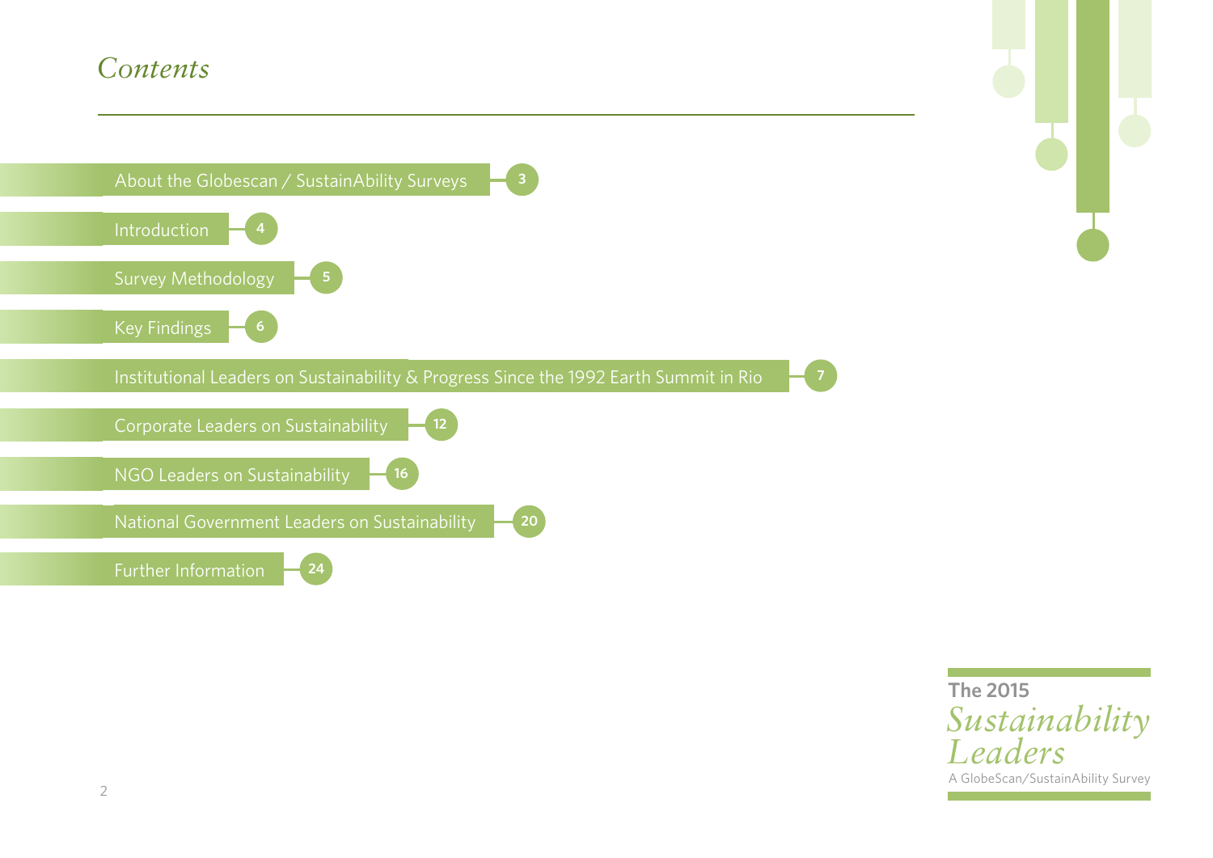# *Contents*

- About the Globescan / SustainAbility Surveys — 3
- Introduction — 4
- Survey Methodology — 5
- Key Findings — 6
- Institutional Leaders on Sustainability & Progress Since the 1992 Earth Summit in Rio — 7
- Corporate Leaders on Sustainability — 12
- NGO Leaders on Sustainability — 16
- National Government Leaders on Sustainability — 20
- Further Information — 24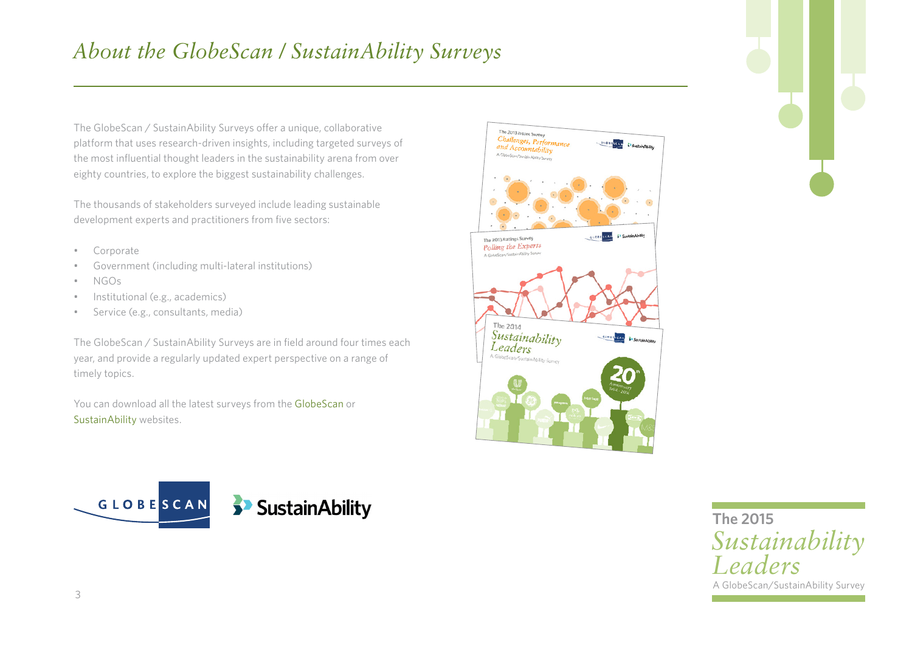# About the GlobeScan / SustainAbility Surveys

The GlobeScan / SustainAbility Surveys offer a unique, collaborative platform that uses research-driven insights, including targeted surveys of the most influential thought leaders in the sustainability arena from over eighty countries, to explore the biggest sustainability challenges.

The thousands of stakeholders surveyed include leading sustainable development experts and practitioners from five sectors:

- Corporate
- Government (including multi-lateral institutions)
- NGOs
- Institutional (e.g., academics)
- Service (e.g., consultants, media)

The GlobeScan / SustainAbility Surveys are in field around four times each year, and provide a regularly updated expert perspective on a range of timely topics.

You can download all the latest surveys from the GlobeScan or SustainAbility websites.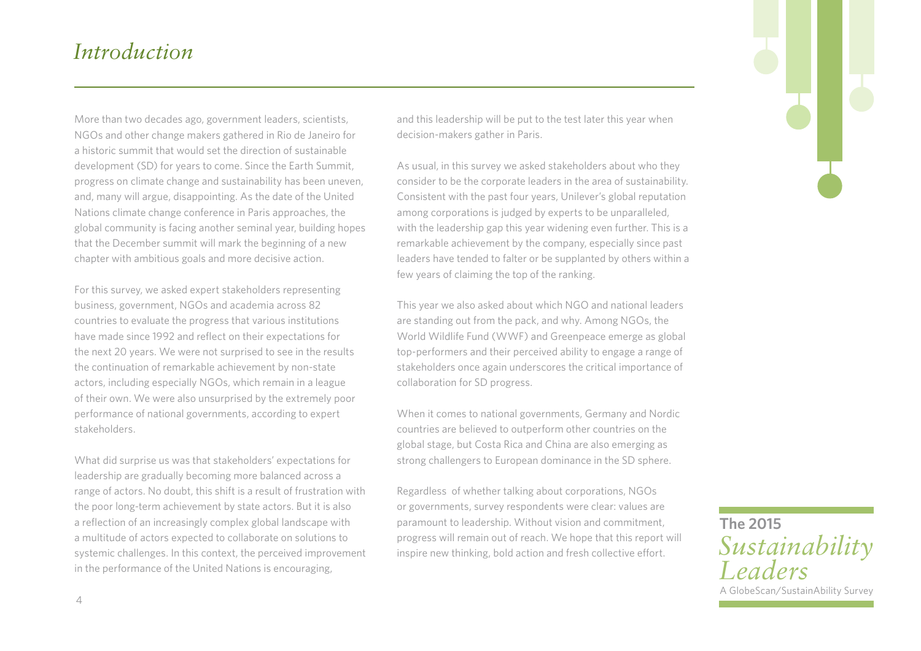# *Introduction*

More than two decades ago, government leaders, scientists, NGOs and other change makers gathered in Rio de Janeiro for a historic summit that would set the direction of sustainable development (SD) for years to come. Since the Earth Summit, progress on climate change and sustainability has been uneven, and, many will argue, disappointing. As the date of the United Nations climate change conference in Paris approaches, the global community is facing another seminal year, building hopes that the December summit will mark the beginning of a new chapter with ambitious goals and more decisive action.

For this survey, we asked expert stakeholders representing business, government, NGOs and academia across 82 countries to evaluate the progress that various institutions have made since 1992 and reflect on their expectations for the next 20 years. We were not surprised to see in the results the continuation of remarkable achievement by non-state actors, including especially NGOs, which remain in a league of their own. We were also unsurprised by the extremely poor performance of national governments, according to expert stakeholders.

What did surprise us was that stakeholders' expectations for leadership are gradually becoming more balanced across a range of actors. No doubt, this shift is a result of frustration with the poor long-term achievement by state actors. But it is also a reflection of an increasingly complex global landscape with a multitude of actors expected to collaborate on solutions to systemic challenges. In this context, the perceived improvement in the performance of the United Nations is encouraging, and this leadership will be put to the test later this year when decision-makers gather in Paris.

As usual, in this survey we asked stakeholders about who they consider to be the corporate leaders in the area of sustainability. Consistent with the past four years, Unilever's global reputation among corporations is judged by experts to be unparalleled, with the leadership gap this year widening even further. This is a remarkable achievement by the company, especially since past leaders have tended to falter or be supplanted by others within a few years of claiming the top of the ranking.

This year we also asked about which NGO and national leaders are standing out from the pack, and why. Among NGOs, the World Wildlife Fund (WWF) and Greenpeace emerge as global top-performers and their perceived ability to engage a range of stakeholders once again underscores the critical importance of collaboration for SD progress.

When it comes to national governments, Germany and Nordic countries are believed to outperform other countries on the global stage, but Costa Rica and China are also emerging as strong challengers to European dominance in the SD sphere.

Regardless of whether talking about corporations, NGOs or governments, survey respondents were clear: values are paramount to leadership. Without vision and commitment, progress will remain out of reach. We hope that this report will inspire new thinking, bold action and fresh collective effort.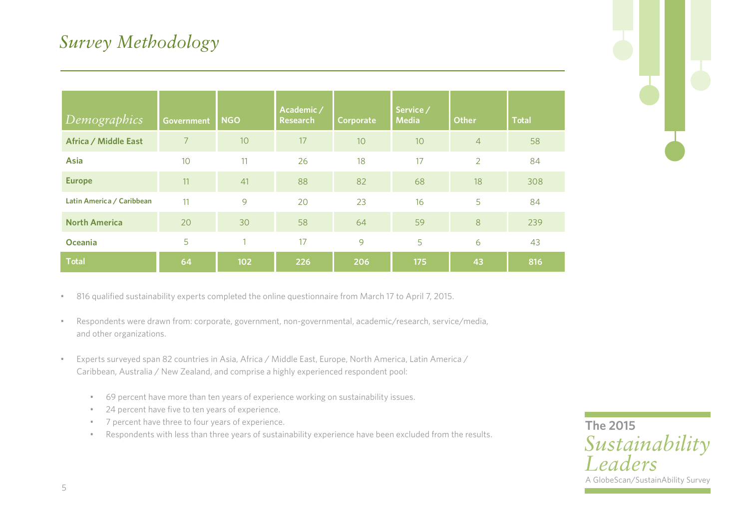# *Survey Methodology*

| *Demographics* | Government | NGO | Academic / Research | Corporate | Service / Media | Other | Total |
|---|---|---|---|---|---|---|---|
| **Africa / Middle East** | 7 | 10 | 17 | 10 | 10 | 4 | 58 |
| **Asia** | 10 | 11 | 26 | 18 | 17 | 2 | 84 |
| **Europe** | 11 | 41 | 88 | 82 | 68 | 18 | 308 |
| **Latin America / Caribbean** | 11 | 9 | 20 | 23 | 16 | 5 | 84 |
| **North America** | 20 | 30 | 58 | 64 | 59 | 8 | 239 |
| **Oceania** | 5 | 1 | 17 | 9 | 5 | 6 | 43 |
| **Total** | **64** | **102** | **226** | **206** | **175** | **43** | **816** |

- 816 qualified sustainability experts completed the online questionnaire from March 17 to April 7, 2015.
- Respondents were drawn from: corporate, government, non-governmental, academic/research, service/media, and other organizations.
- Experts surveyed span 82 countries in Asia, Africa / Middle East, Europe, North America, Latin America / Caribbean, Australia / New Zealand, and comprise a highly experienced respondent pool:
  - 69 percent have more than ten years of experience working on sustainability issues.
  - 24 percent have five to ten years of experience.
  - 7 percent have three to four years of experience.
  - Respondents with less than three years of sustainability experience have been excluded from the results.

**The 2015** *Sustainability Leaders*
A GlobeScan/SustainAbility Survey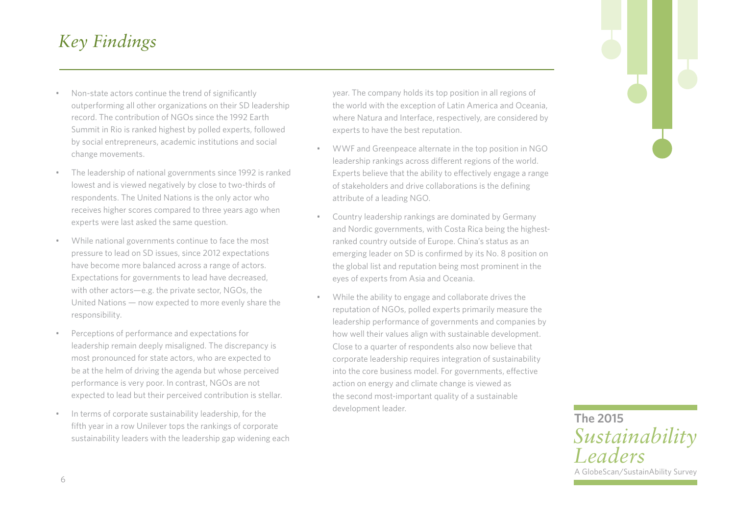# *Key Findings*

- Non-state actors continue the trend of significantly outperforming all other organizations on their SD leadership record. The contribution of NGOs since the 1992 Earth Summit in Rio is ranked highest by polled experts, followed by social entrepreneurs, academic institutions and social change movements.
- The leadership of national governments since 1992 is ranked lowest and is viewed negatively by close to two-thirds of respondents. The United Nations is the only actor who receives higher scores compared to three years ago when experts were last asked the same question.
- While national governments continue to face the most pressure to lead on SD issues, since 2012 expectations have become more balanced across a range of actors. Expectations for governments to lead have decreased, with other actors—e.g. the private sector, NGOs, the United Nations — now expected to more evenly share the responsibility.
- Perceptions of performance and expectations for leadership remain deeply misaligned. The discrepancy is most pronounced for state actors, who are expected to be at the helm of driving the agenda but whose perceived performance is very poor. In contrast, NGOs are not expected to lead but their perceived contribution is stellar.
- In terms of corporate sustainability leadership, for the fifth year in a row Unilever tops the rankings of corporate sustainability leaders with the leadership gap widening each year. The company holds its top position in all regions of the world with the exception of Latin America and Oceania, where Natura and Interface, respectively, are considered by experts to have the best reputation.
- WWF and Greenpeace alternate in the top position in NGO leadership rankings across different regions of the world. Experts believe that the ability to effectively engage a range of stakeholders and drive collaborations is the defining attribute of a leading NGO.
- Country leadership rankings are dominated by Germany and Nordic governments, with Costa Rica being the highest-ranked country outside of Europe. China's status as an emerging leader on SD is confirmed by its No. 8 position on the global list and reputation being most prominent in the eyes of experts from Asia and Oceania.
- While the ability to engage and collaborate drives the reputation of NGOs, polled experts primarily measure the leadership performance of governments and companies by how well their values align with sustainable development. Close to a quarter of respondents also now believe that corporate leadership requires integration of sustainability into the core business model. For governments, effective action on energy and climate change is viewed as the second most-important quality of a sustainable development leader.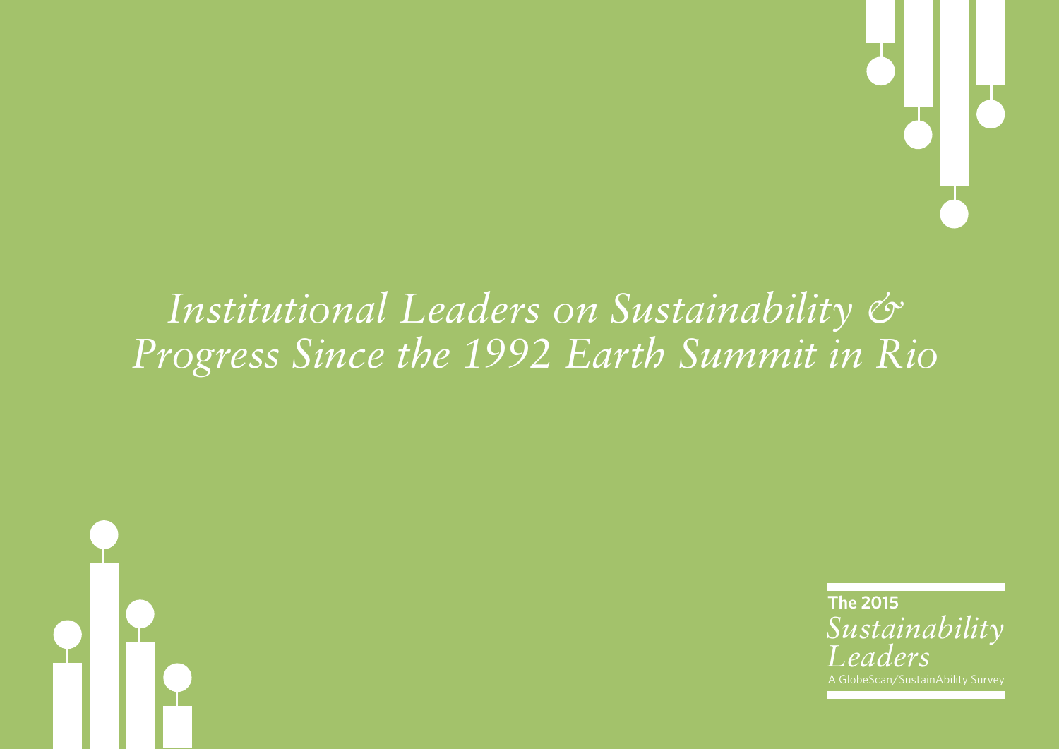# *Institutional Leaders on Sustainability & Progress Since the 1992 Earth Summit in Rio*

**The 2015**
*Sustainability Leaders*
A GlobeScan/SustainAbility Survey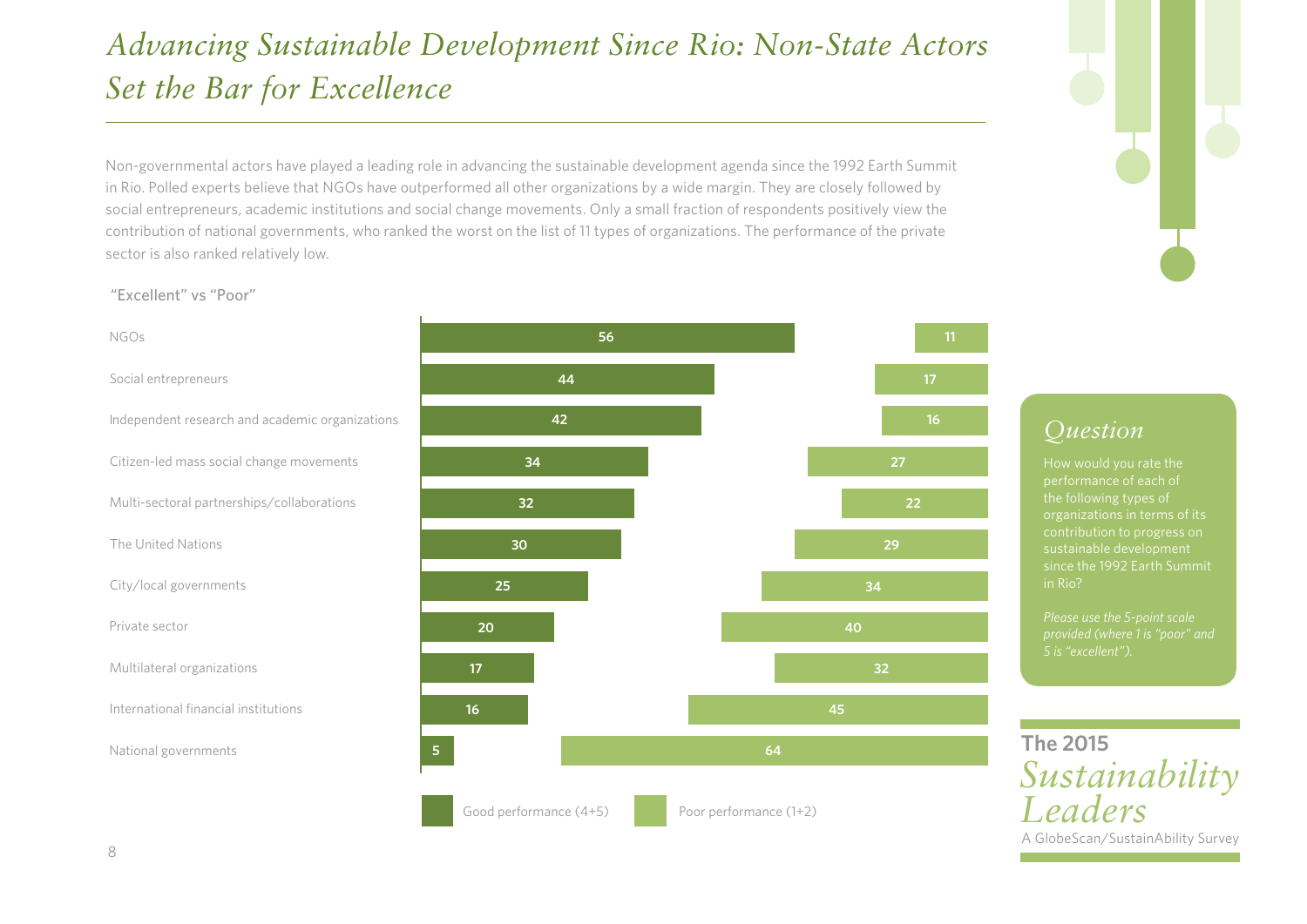# *Advancing Sustainable Development Since Rio: Non-State Actors Set the Bar for Excellence*

Non-governmental actors have played a leading role in advancing the sustainable development agenda since the 1992 Earth Summit in Rio. Polled experts believe that NGOs have outperformed all other organizations by a wide margin. They are closely followed by social entrepreneurs, academic institutions and social change movements. Only a small fraction of respondents positively view the contribution of national governments, who ranked the worst on the list of 11 types of organizations. The performance of the private sector is also ranked relatively low.

"Excellent" vs "Poor"

| | Good performance (4+5) | Poor performance (1+2) |
|---|---|---|
| NGOs | 56 | 11 |
| Social entrepreneurs | 44 | 17 |
| Independent research and academic organizations | 42 | 16 |
| Citizen-led mass social change movements | 34 | 27 |
| Multi-sectoral partnerships/collaborations | 32 | 22 |
| The United Nations | 30 | 29 |
| City/local governments | 25 | 34 |
| Private sector | 20 | 40 |
| Multilateral organizations | 17 | 32 |
| International financial institutions | 16 | 45 |
| National governments | 5 | 64 |

## *Question*

How would you rate the performance of each of the following types of organizations in terms of its contribution to progress on sustainable development since the 1992 Earth Summit in Rio?

*Please use the 5-point scale provided (where 1 is "poor" and 5 is "excellent").*

**The 2015** *Sustainability Leaders*
A GlobeScan/SustainAbility Survey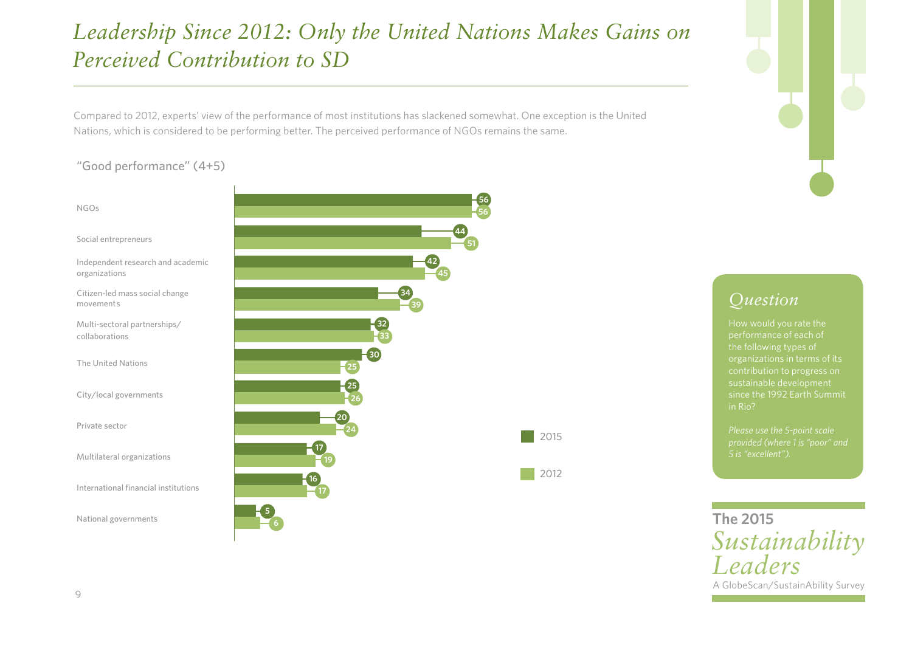# *Leadership Since 2012: Only the United Nations Makes Gains on Perceived Contribution to SD*

Compared to 2012, experts' view of the performance of most institutions has slackened somewhat. One exception is the United Nations, which is considered to be performing better. The perceived performance of NGOs remains the same.

"Good performance" (4+5)

| Organization type | 2015 | 2012 |
|---|---|---|
| NGOs | 56 | 56 |
| Social entrepreneurs | 44 | 51 |
| Independent research and academic organizations | 42 | 45 |
| Citizen-led mass social change movements | 34 | 39 |
| Multi-sectoral partnerships/ collaborations | 32 | 33 |
| The United Nations | 30 | 25 |
| City/local governments | 25 | 26 |
| Private sector | 20 | 24 |
| Multilateral organizations | 17 | 19 |
| International financial institutions | 16 | 17 |
| National governments | 5 | 6 |

## *Question*

How would you rate the performance of each of the following types of organizations in terms of its contribution to progress on sustainable development since the 1992 Earth Summit in Rio?

*Please use the 5-point scale provided (where 1 is "poor" and 5 is "excellent").*

**The 2015** *Sustainability Leaders*
A GlobeScan/SustainAbility Survey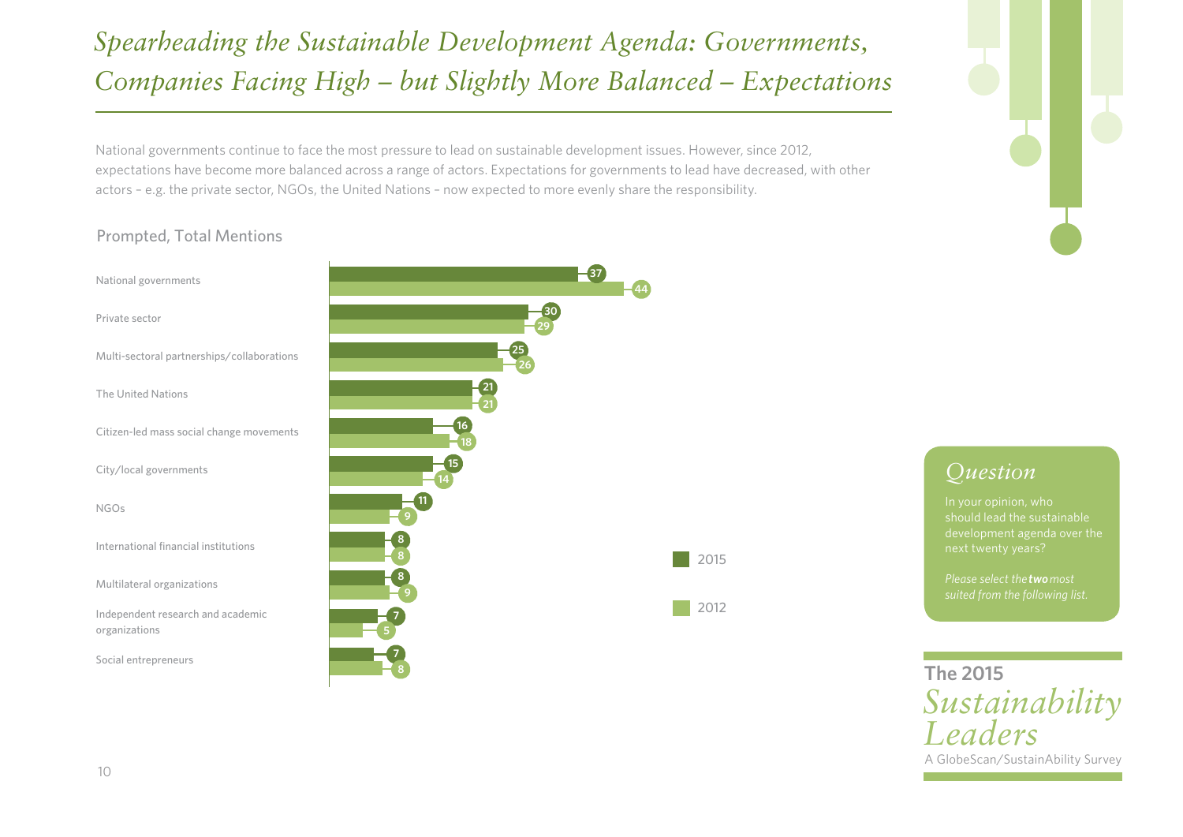# *Spearheading the Sustainable Development Agenda: Governments, Companies Facing High – but Slightly More Balanced – Expectations*

National governments continue to face the most pressure to lead on sustainable development issues. However, since 2012, expectations have become more balanced across a range of actors. Expectations for governments to lead have decreased, with other actors – e.g. the private sector, NGOs, the United Nations – now expected to more evenly share the responsibility.

## Prompted, Total Mentions

| | 2015 | 2012 |
|---|---|---|
| National governments | 37 | 44 |
| Private sector | 30 | 29 |
| Multi-sectoral partnerships/collaborations | 25 | 26 |
| The United Nations | 21 | 21 |
| Citizen-led mass social change movements | 16 | 18 |
| City/local governments | 15 | 14 |
| NGOs | 11 | 9 |
| International financial institutions | 8 | 8 |
| Multilateral organizations | 8 | 9 |
| Independent research and academic organizations | 7 | 5 |
| Social entrepreneurs | 7 | 8 |

### *Question*

In your opinion, who should lead the sustainable development agenda over the next twenty years?

*Please select the **two** most suited from the following list.*

**The 2015** *Sustainability Leaders*
A GlobeScan/SustainAbility Survey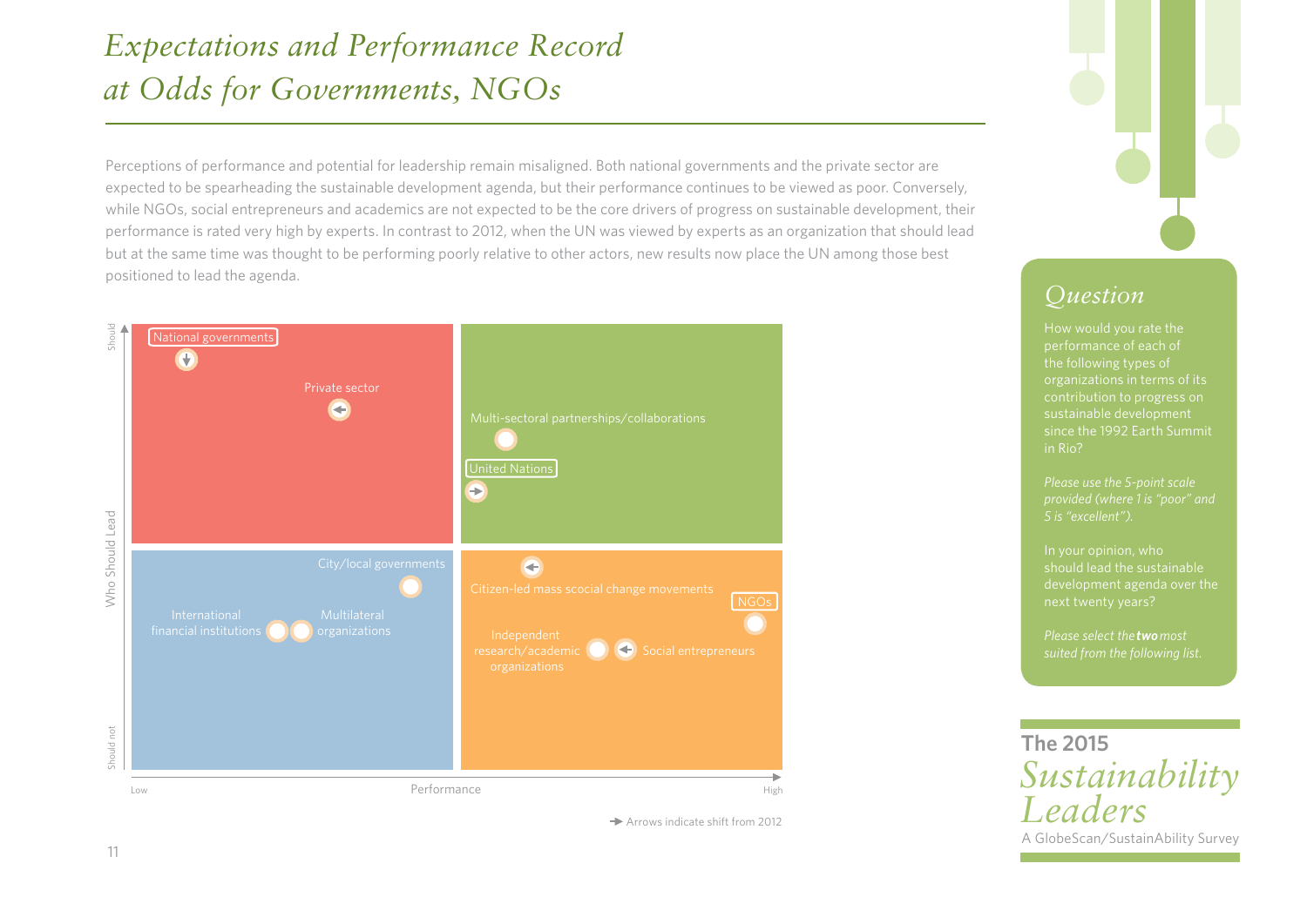# *Expectations and Performance Record at Odds for Governments, NGOs*

Perceptions of performance and potential for leadership remain misaligned. Both national governments and the private sector are expected to be spearheading the sustainable development agenda, but their performance continues to be viewed as poor. Conversely, while NGOs, social entrepreneurs and academics are not expected to be the core drivers of progress on sustainable development, their performance is rated very high by experts. In contrast to 2012, when the UN was viewed by experts as an organization that should lead but at the same time was thought to be performing poorly relative to other actors, new results now place the UN among those best positioned to lead the agenda.

Who Should Lead (Should / Should not) vs. Performance (Low / High)

- National governments
- Private sector
- Multi-sectoral partnerships/collaborations
- United Nations
- City/local governments
- International financial institutions
- Multilateral organizations
- Citizen-led mass scocial change movements
- NGOs
- Independent research/academic organizations
- Social entrepreneurs

Arrows indicate shift from 2012

## *Question*

How would you rate the performance of each of the following types of organizations in terms of its contribution to progress on sustainable development since the 1992 Earth Summit in Rio?

*Please use the 5-point scale provided (where 1 is "poor" and 5 is "excellent").*

In your opinion, who should lead the sustainable development agenda over the next twenty years?

*Please select the **two** most suited from the following list.*

**The 2015** *Sustainability Leaders*
A GlobeScan/SustainAbility Survey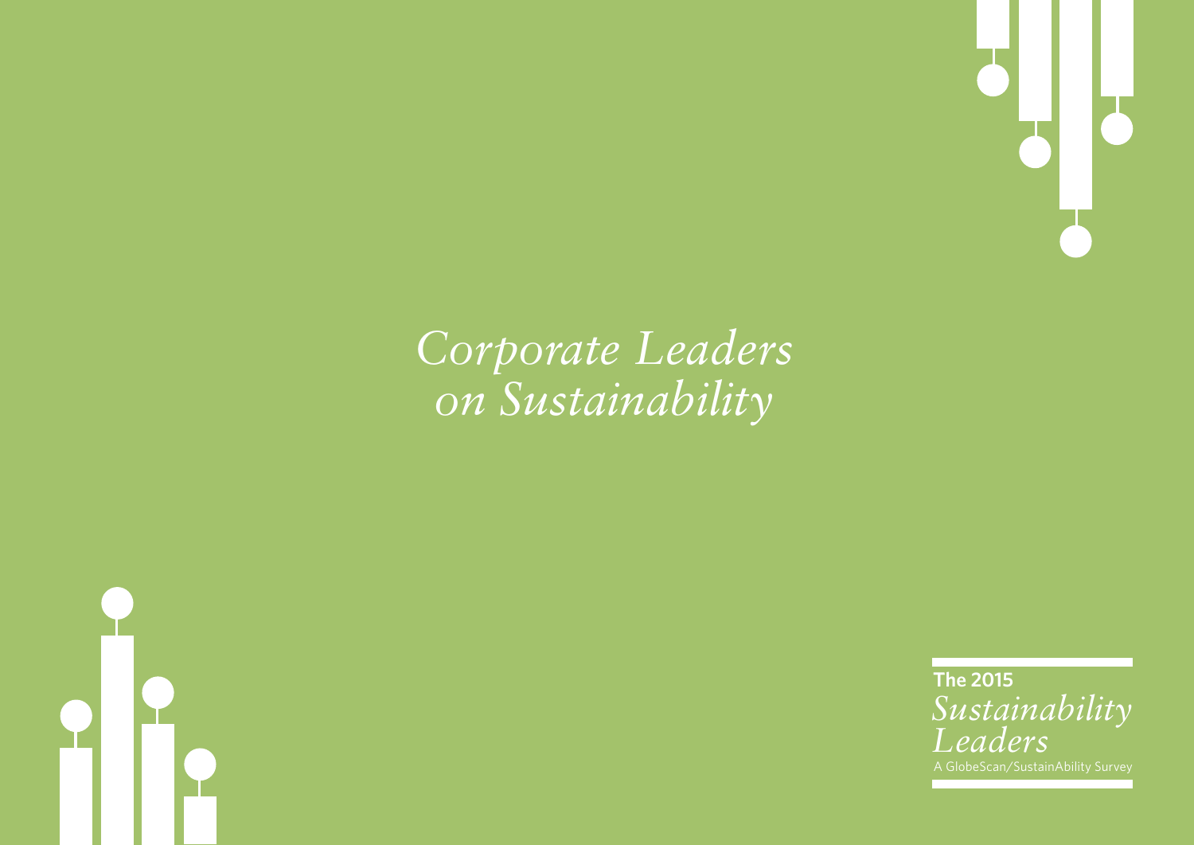# *Corporate Leaders on Sustainability*

**The 2015**
*Sustainability Leaders*
A GlobeScan/SustainAbility Survey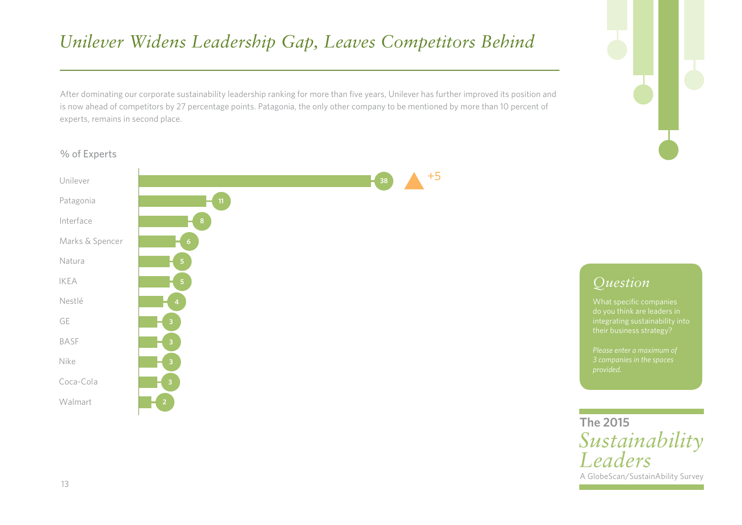# *Unilever Widens Leadership Gap, Leaves Competitors Behind*

After dominating our corporate sustainability leadership ranking for more than five years, Unilever has further improved its position and is now ahead of competitors by 27 percentage points. Patagonia, the only other company to be mentioned by more than 10 percent of experts, remains in second place.

% of Experts

| Company | % of Experts |
|---|---|
| Unilever | 38 (+5) |
| Patagonia | 11 |
| Interface | 8 |
| Marks & Spencer | 6 |
| Natura | 5 |
| IKEA | 5 |
| Nestlé | 4 |
| GE | 3 |
| BASF | 3 |
| Nike | 3 |
| Coca-Cola | 3 |
| Walmart | 2 |

## *Question*

What specific companies do you think are leaders in integrating sustainability into their business strategy?

*Please enter a maximum of 3 companies in the spaces provided.*

**The 2015** *Sustainability Leaders*
A GlobeScan/SustainAbility Survey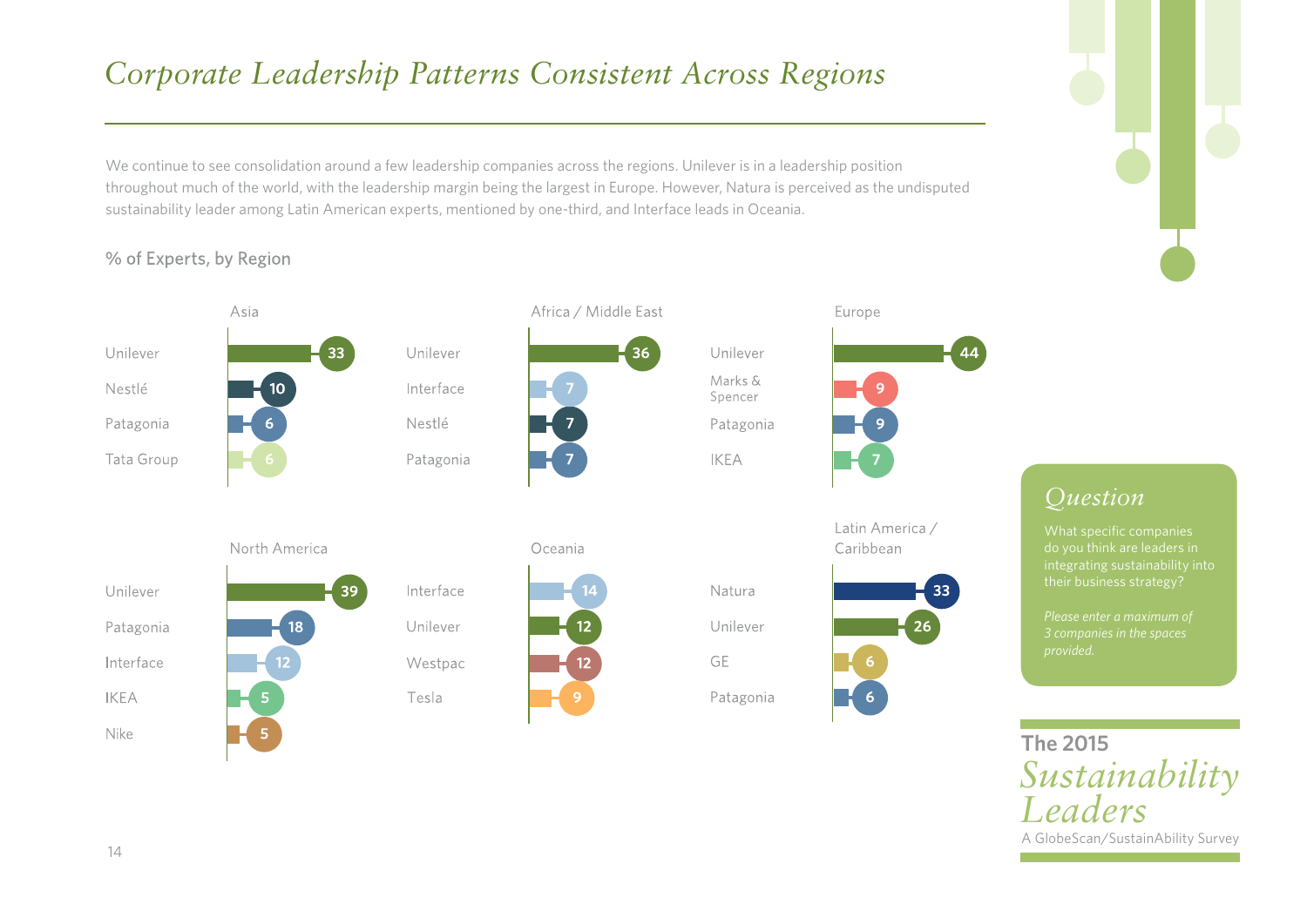# *Corporate Leadership Patterns Consistent Across Regions*

We continue to see consolidation around a few leadership companies across the regions. Unilever is in a leadership position throughout much of the world, with the leadership margin being the largest in Europe. However, Natura is perceived as the undisputed sustainability leader among Latin American experts, mentioned by one-third, and Interface leads in Oceania.

% of Experts, by Region

**Asia**

| Company | % |
|---|---|
| Unilever | 33 |
| Nestlé | 10 |
| Patagonia | 6 |
| Tata Group | 6 |

**Africa / Middle East**

| Company | % |
|---|---|
| Unilever | 36 |
| Interface | 7 |
| Nestlé | 7 |
| Patagonia | 7 |

**Europe**

| Company | % |
|---|---|
| Unilever | 44 |
| Marks & Spencer | 9 |
| Patagonia | 9 |
| IKEA | 7 |

**North America**

| Company | % |
|---|---|
| Unilever | 39 |
| Patagonia | 18 |
| Interface | 12 |
| IKEA | 5 |
| Nike | 5 |

**Oceania**

| Company | % |
|---|---|
| Interface | 14 |
| Unilever | 12 |
| Westpac | 12 |
| Tesla | 9 |

**Latin America / Caribbean**

| Company | % |
|---|---|
| Natura | 33 |
| Unilever | 26 |
| GE | 6 |
| Patagonia | 6 |

## *Question*

What specific companies do you think are leaders in integrating sustainability into their business strategy?

*Please enter a maximum of 3 companies in the spaces provided.*

**The 2015** *Sustainability Leaders*
A GlobeScan/SustainAbility Survey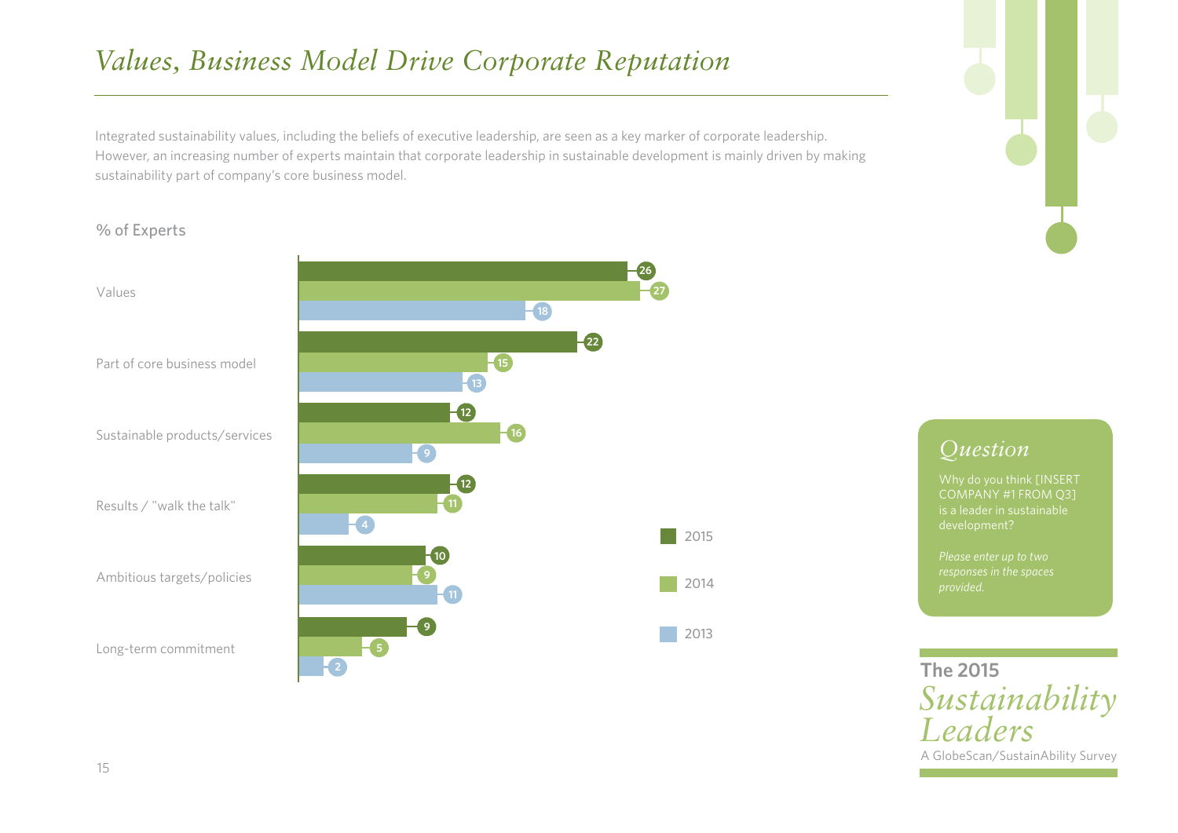# *Values, Business Model Drive Corporate Reputation*

Integrated sustainability values, including the beliefs of executive leadership, are seen as a key marker of corporate leadership. However, an increasing number of experts maintain that corporate leadership in sustainable development is mainly driven by making sustainability part of company's core business model.

% of Experts

| | 2015 | 2014 | 2013 |
|---|---|---|---|
| Values | 26 | 27 | 18 |
| Part of core business model | 22 | 15 | 13 |
| Sustainable products/services | 12 | 16 | 9 |
| Results / "walk the talk" | 12 | 11 | 4 |
| Ambitious targets/policies | 10 | 9 | 11 |
| Long-term commitment | 9 | 5 | 2 |

## *Question*

Why do you think [INSERT COMPANY #1 FROM Q3] is a leader in sustainable development?

*Please enter up to two responses in the spaces provided.*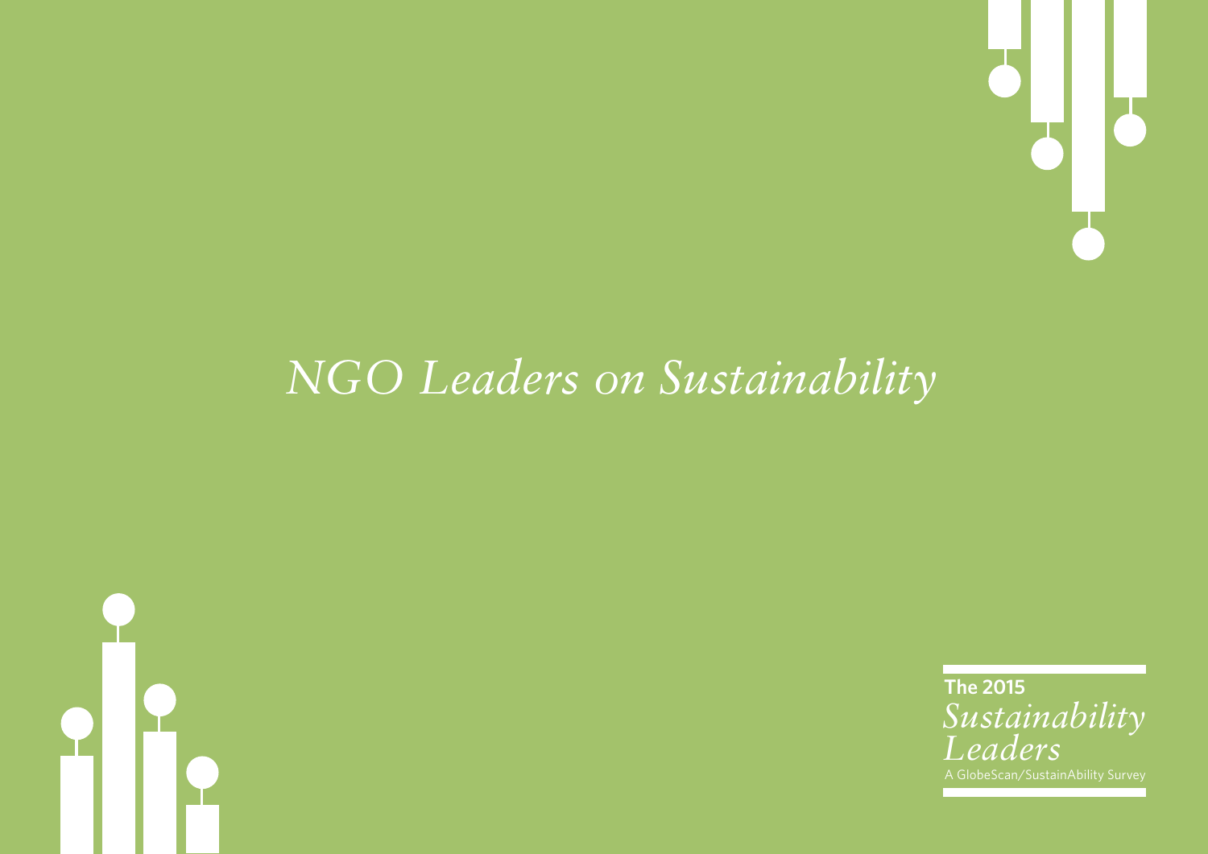# *NGO Leaders on Sustainability*

**The 2015**
*Sustainability Leaders*
A GlobeScan/SustainAbility Survey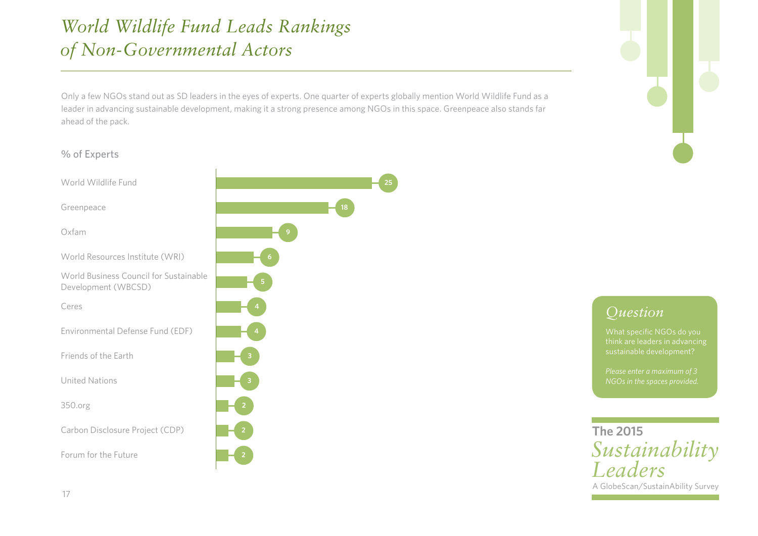# *World Wildlife Fund Leads Rankings of Non-Governmental Actors*

Only a few NGOs stand out as SD leaders in the eyes of experts. One quarter of experts globally mention World Wildlife Fund as a leader in advancing sustainable development, making it a strong presence among NGOs in this space. Greenpeace also stands far ahead of the pack.

% of Experts

| NGO | % of Experts |
|---|---|
| World Wildlife Fund | 25 |
| Greenpeace | 18 |
| Oxfam | 9 |
| World Resources Institute (WRI) | 6 |
| World Business Council for Sustainable Development (WBCSD) | 5 |
| Ceres | 4 |
| Environmental Defense Fund (EDF) | 4 |
| Friends of the Earth | 3 |
| United Nations | 3 |
| 350.org | 2 |
| Carbon Disclosure Project (CDP) | 2 |
| Forum for the Future | 2 |

## *Question*

What specific NGOs do you think are leaders in advancing sustainable development?

*Please enter a maximum of 3 NGOs in the spaces provided.*

**The 2015** *Sustainability Leaders*
A GlobeScan/SustainAbility Survey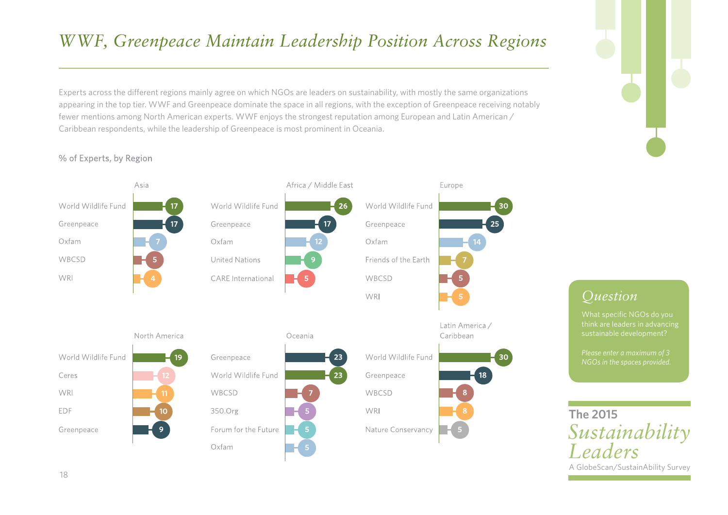# *WWF, Greenpeace Maintain Leadership Position Across Regions*

Experts across the different regions mainly agree on which NGOs are leaders on sustainability, with mostly the same organizations appearing in the top tier. WWF and Greenpeace dominate the space in all regions, with the exception of Greenpeace receiving notably fewer mentions among North American experts. WWF enjoys the strongest reputation among European and Latin American / Caribbean respondents, while the leadership of Greenpeace is most prominent in Oceania.

% of Experts, by Region

**Asia**

| NGO | % |
|---|---|
| World Wildlife Fund | 17 |
| Greenpeace | 17 |
| Oxfam | 7 |
| WBCSD | 5 |
| WRI | 4 |

**Africa / Middle East**

| NGO | % |
|---|---|
| World Wildlife Fund | 26 |
| Greenpeace | 17 |
| Oxfam | 12 |
| United Nations | 9 |
| CARE International | 5 |

**Europe**

| NGO | % |
|---|---|
| World Wildlife Fund | 30 |
| Greenpeace | 25 |
| Oxfam | 14 |
| Friends of the Earth | 7 |
| WBCSD | 5 |
| WRI | 5 |

**North America**

| NGO | % |
|---|---|
| World Wildlife Fund | 19 |
| Ceres | 12 |
| WRI | 11 |
| EDF | 10 |
| Greenpeace | 9 |

**Oceania**

| NGO | % |
|---|---|
| Greenpeace | 23 |
| World Wildlife Fund | 23 |
| WBCSD | 7 |
| 350.Org | 5 |
| Forum for the Future | 5 |
| Oxfam | 5 |

**Latin America / Caribbean**

| NGO | % |
|---|---|
| World Wildlife Fund | 30 |
| Greenpeace | 18 |
| WBCSD | 8 |
| WRI | 8 |
| Nature Conservancy | 5 |

## *Question*

What specific NGOs do you think are leaders in advancing sustainable development?

*Please enter a maximum of 3 NGOs in the spaces provided.*

**The 2015** *Sustainability Leaders*
A GlobeScan/SustainAbility Survey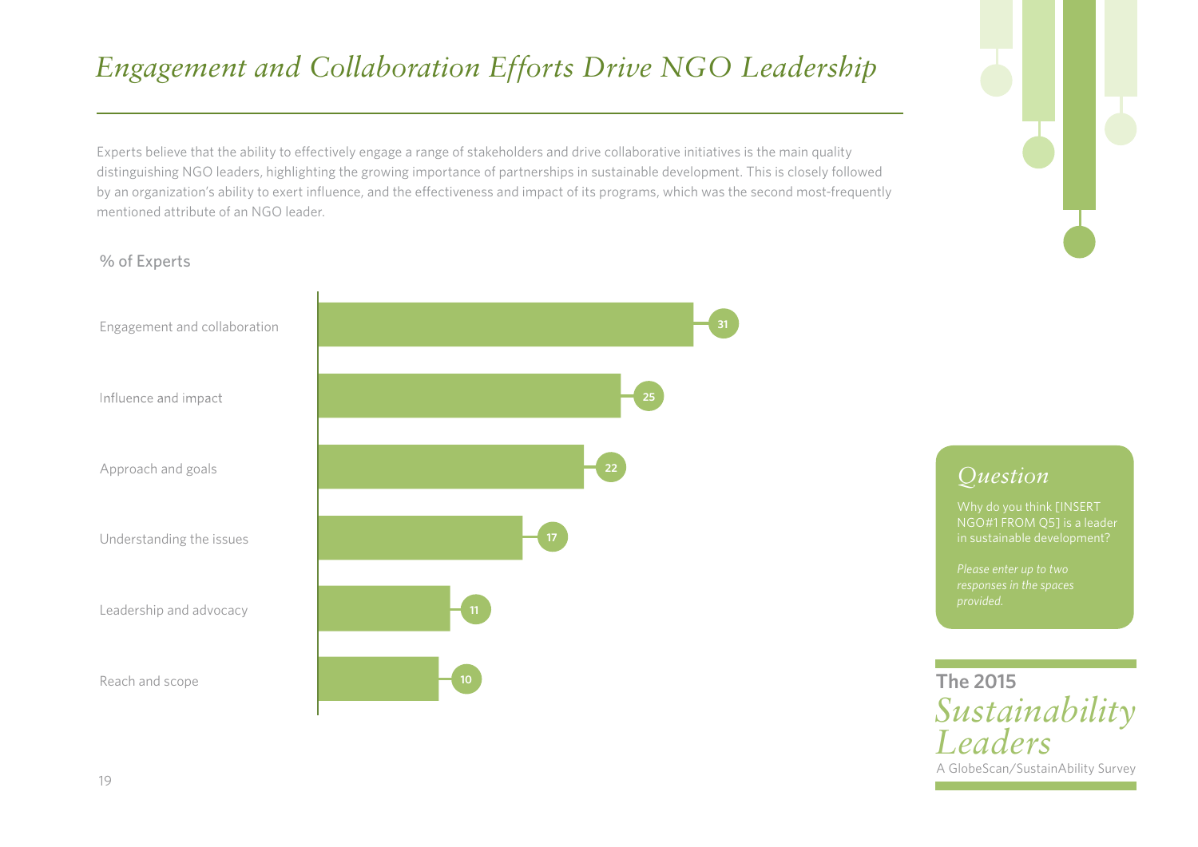# *Engagement and Collaboration Efforts Drive NGO Leadership*

Experts believe that the ability to effectively engage a range of stakeholders and drive collaborative initiatives is the main quality distinguishing NGO leaders, highlighting the growing importance of partnerships in sustainable development. This is closely followed by an organization's ability to exert influence, and the effectiveness and impact of its programs, which was the second most-frequently mentioned attribute of an NGO leader.

% of Experts

| Attribute | % of Experts |
|---|---|
| Engagement and collaboration | 31 |
| Influence and impact | 25 |
| Approach and goals | 22 |
| Understanding the issues | 17 |
| Leadership and advocacy | 11 |
| Reach and scope | 10 |

## *Question*

Why do you think [INSERT NGO#1 FROM Q5] is a leader in sustainable development?

*Please enter up to two responses in the spaces provided.*

**The 2015** *Sustainability Leaders*
A GlobeScan/SustainAbility Survey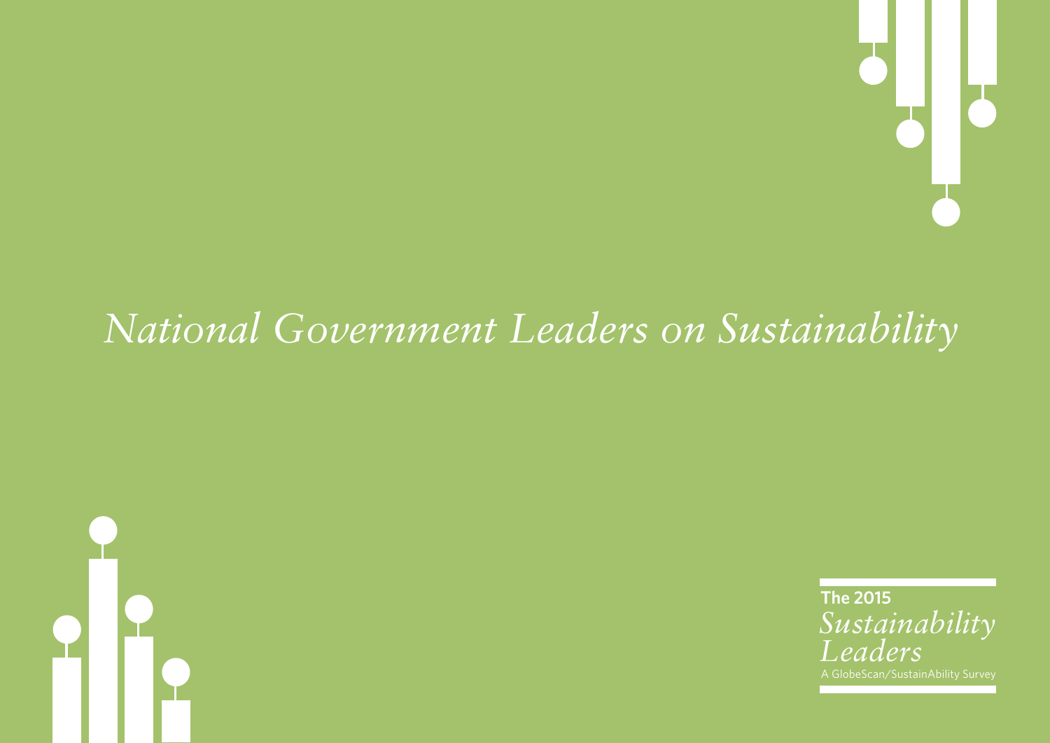# *National Government Leaders on Sustainability*

**The 2015**
*Sustainability Leaders*
A GlobeScan/SustainAbility Survey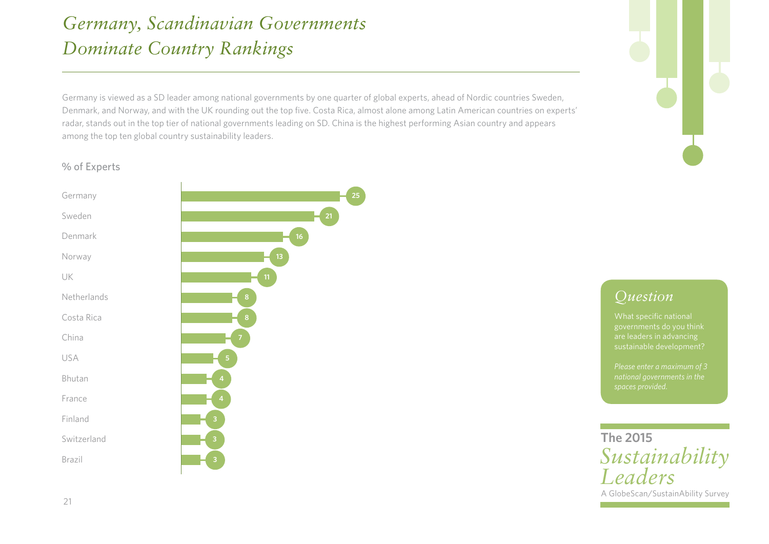# *Germany, Scandinavian Governments Dominate Country Rankings*

Germany is viewed as a SD leader among national governments by one quarter of global experts, ahead of Nordic countries Sweden, Denmark, and Norway, and with the UK rounding out the top five. Costa Rica, almost alone among Latin American countries on experts' radar, stands out in the top tier of national governments leading on SD. China is the highest performing Asian country and appears among the top ten global country sustainability leaders.

% of Experts

| Country | % of Experts |
|---|---|
| Germany | 25 |
| Sweden | 21 |
| Denmark | 16 |
| Norway | 13 |
| UK | 11 |
| Netherlands | 8 |
| Costa Rica | 8 |
| China | 7 |
| USA | 5 |
| Bhutan | 4 |
| France | 4 |
| Finland | 3 |
| Switzerland | 3 |
| Brazil | 3 |

## *Question*

What specific national governments do you think are leaders in advancing sustainable development?

*Please enter a maximum of 3 national governments in the spaces provided.*

**The 2015** *Sustainability Leaders*
A GlobeScan/SustainAbility Survey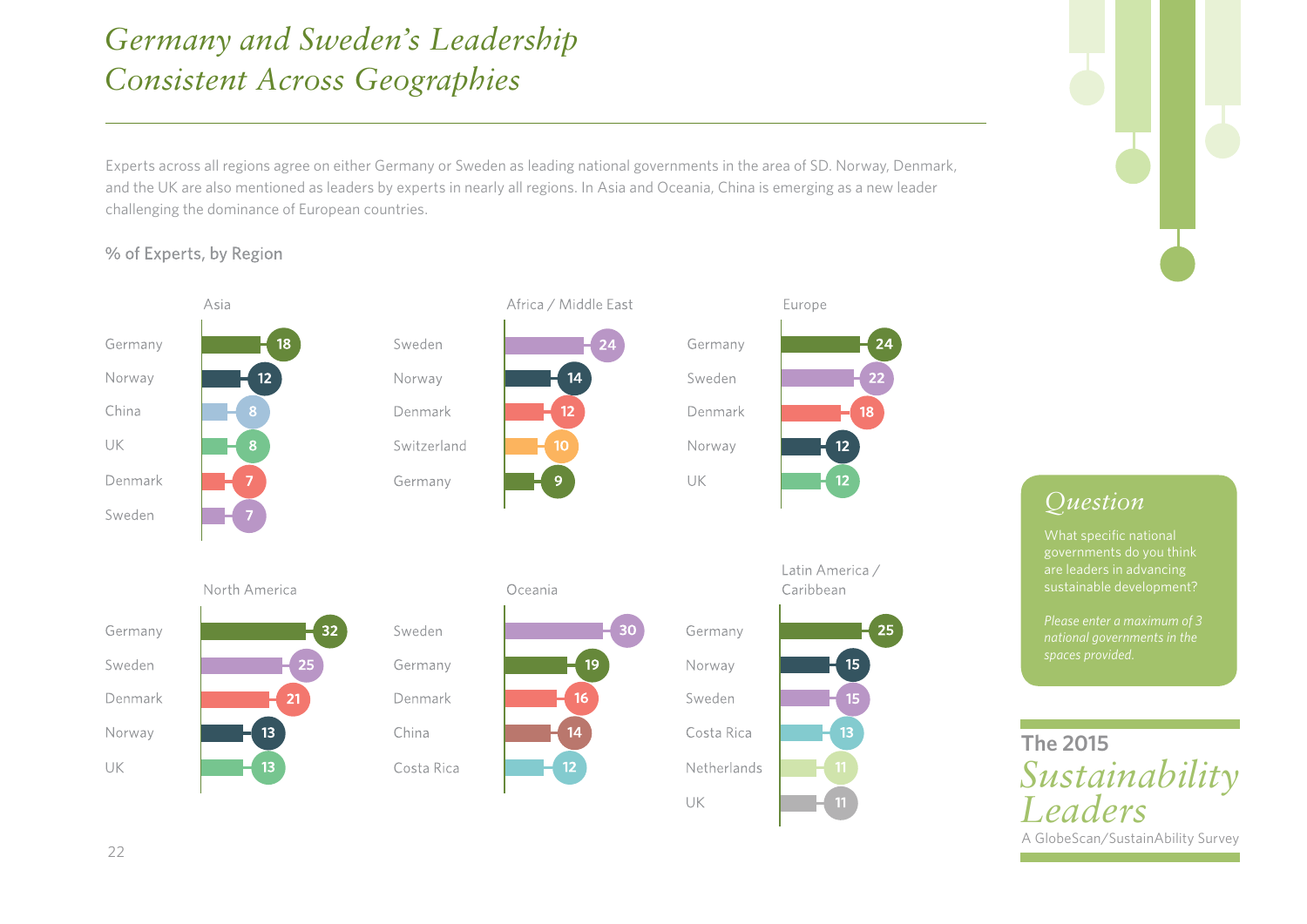# *Germany and Sweden's Leadership Consistent Across Geographies*

Experts across all regions agree on either Germany or Sweden as leading national governments in the area of SD. Norway, Denmark, and the UK are also mentioned as leaders by experts in nearly all regions. In Asia and Oceania, China is emerging as a new leader challenging the dominance of European countries.

% of Experts, by Region

**Asia**

| Country | % |
|---|---|
| Germany | 18 |
| Norway | 12 |
| China | 8 |
| UK | 8 |
| Denmark | 7 |
| Sweden | 7 |

**Africa / Middle East**

| Country | % |
|---|---|
| Sweden | 24 |
| Norway | 14 |
| Denmark | 12 |
| Switzerland | 10 |
| Germany | 9 |

**Europe**

| Country | % |
|---|---|
| Germany | 24 |
| Sweden | 22 |
| Denmark | 18 |
| Norway | 12 |
| UK | 12 |

**North America**

| Country | % |
|---|---|
| Germany | 32 |
| Sweden | 25 |
| Denmark | 21 |
| Norway | 13 |
| UK | 13 |

**Oceania**

| Country | % |
|---|---|
| Sweden | 30 |
| Germany | 19 |
| Denmark | 16 |
| China | 14 |
| Costa Rica | 12 |

**Latin America / Caribbean**

| Country | % |
|---|---|
| Germany | 25 |
| Norway | 15 |
| Sweden | 15 |
| Costa Rica | 13 |
| Netherlands | 11 |
| UK | 11 |

## *Question*

What specific national governments do you think are leaders in advancing sustainable development?

*Please enter a maximum of 3 national governments in the spaces provided.*

The 2015 *Sustainability Leaders*
A GlobeScan/SustainAbility Survey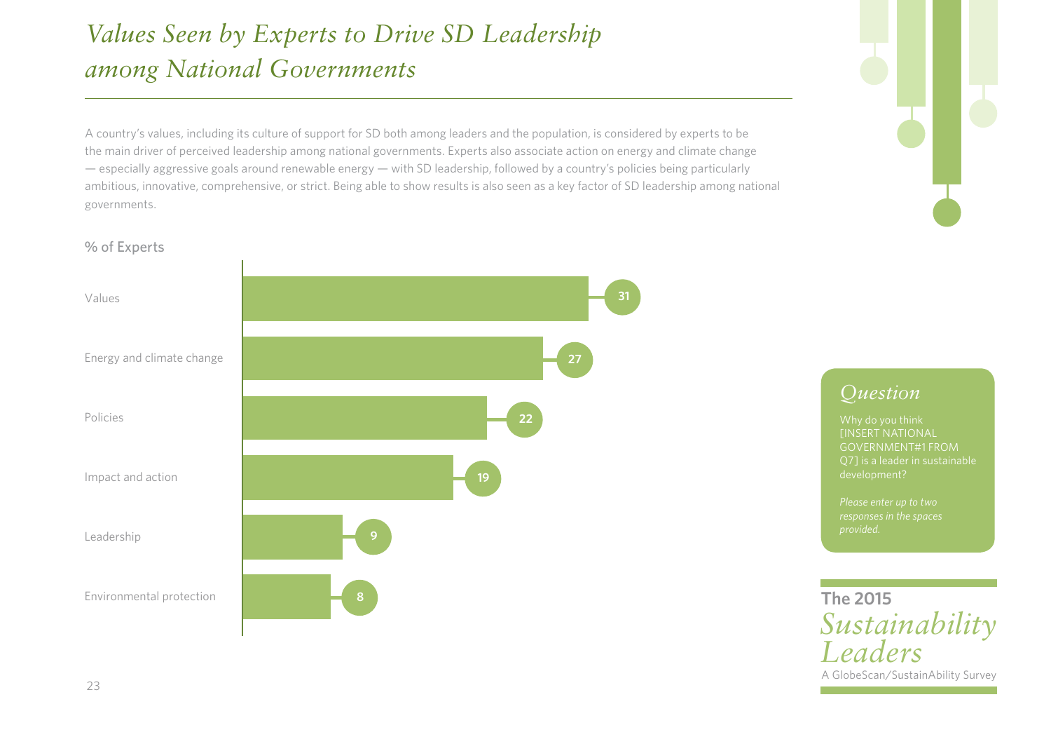# *Values Seen by Experts to Drive SD Leadership among National Governments*

A country's values, including its culture of support for SD both among leaders and the population, is considered by experts to be the main driver of perceived leadership among national governments. Experts also associate action on energy and climate change — especially aggressive goals around renewable energy — with SD leadership, followed by a country's policies being particularly ambitious, innovative, comprehensive, or strict. Being able to show results is also seen as a key factor of SD leadership among national governments.

% of Experts

| Driver | % of Experts |
|---|---|
| Values | 31 |
| Energy and climate change | 27 |
| Policies | 22 |
| Impact and action | 19 |
| Leadership | 9 |
| Environmental protection | 8 |

## *Question*

Why do you think [INSERT NATIONAL GOVERNMENT#1 FROM Q7] is a leader in sustainable development?

*Please enter up to two responses in the spaces provided.*

**The 2015** *Sustainability Leaders*
A GlobeScan/SustainAbility Survey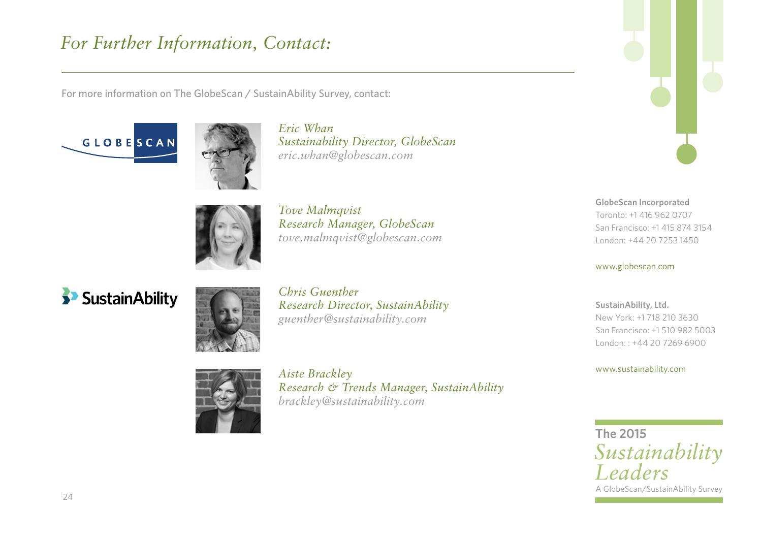# *For Further Information, Contact:*

For more information on The GlobeScan / SustainAbility Survey, contact:

*Eric Whan*
*Sustainability Director, GlobeScan*
*eric.whan@globescan.com*

*Tove Malmqvist*
*Research Manager, GlobeScan*
*tove.malmqvist@globescan.com*

*Chris Guenther*
*Research Director, SustainAbility*
*guenther@sustainability.com*

*Aiste Brackley*
*Research & Trends Manager, SustainAbility*
*brackley@sustainability.com*

**GlobeScan Incorporated**
Toronto: +1 416 962 0707
San Francisco: +1 415 874 3154
London: +44 20 7253 1450

www.globescan.com

**SustainAbility, Ltd.**
New York: +1 718 210 3630
San Francisco: +1 510 982 5003
London: : +44 20 7269 6900

www.sustainability.com

**The 2015**
*Sustainability Leaders*
A GlobeScan/SustainAbility Survey